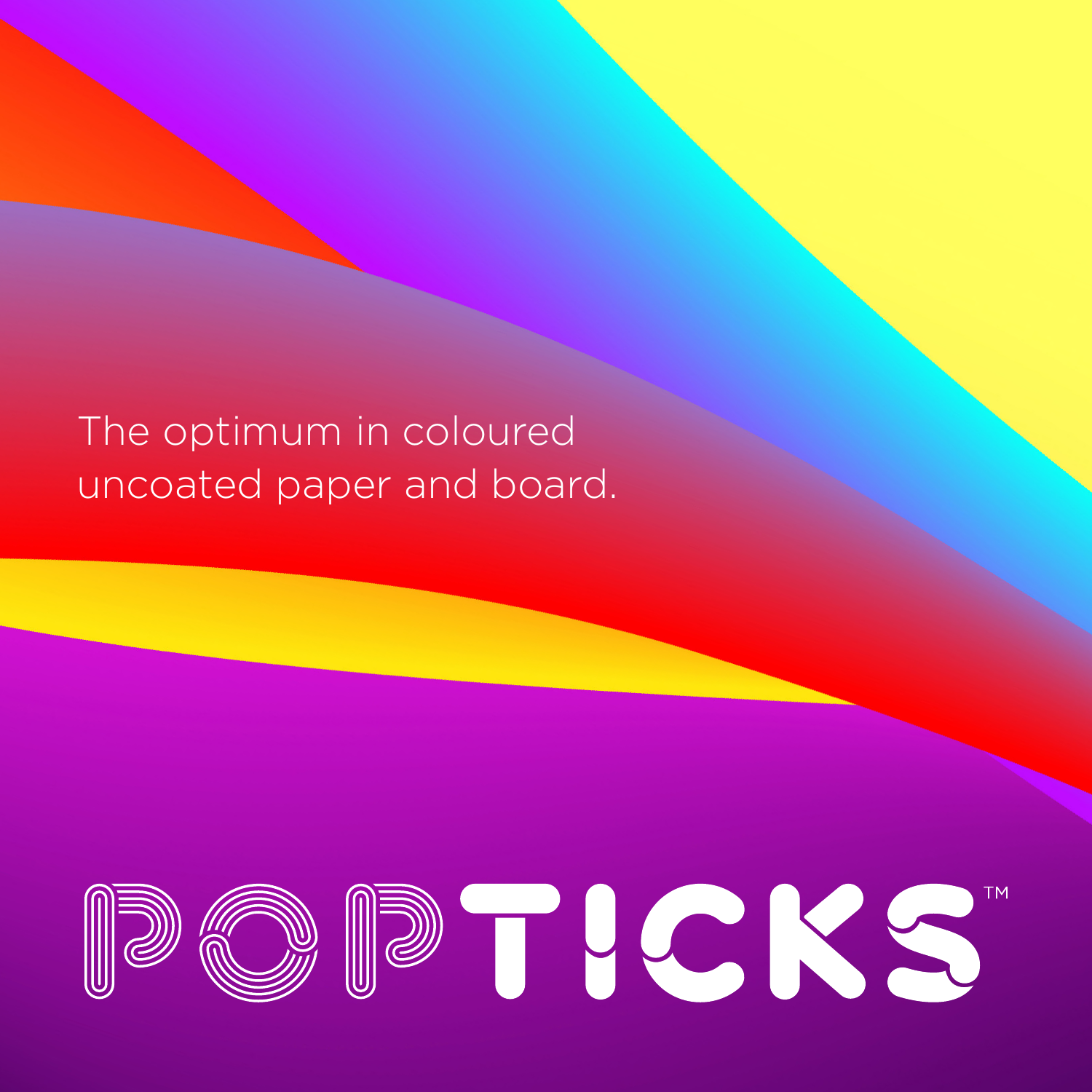The optimum in coloured uncoated paper and board.

# POPTICKS™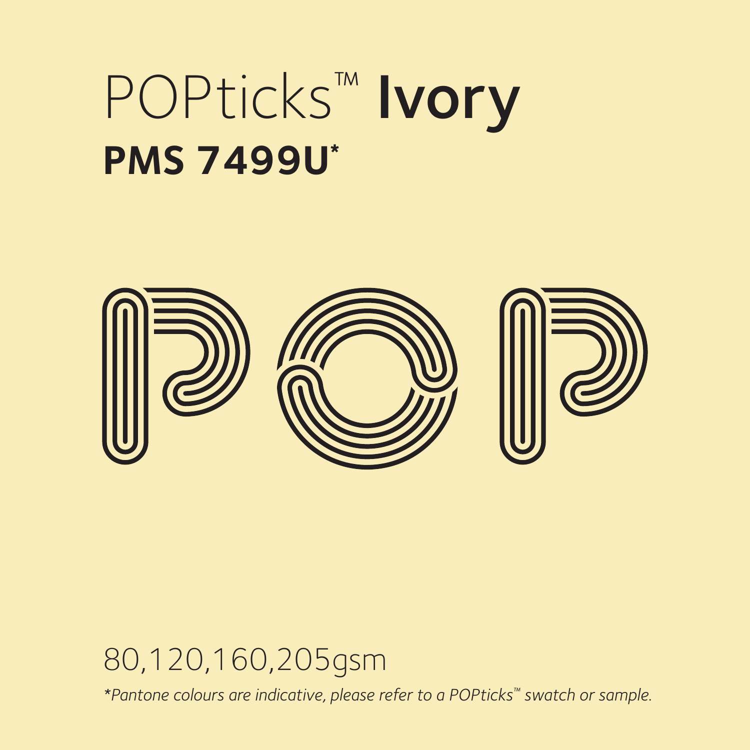# POPticks™ **Ivory**

## PMS 7499U*

80,120,160,205gsm

*\*Pantone colours are indicative, please refer to a POPticks™ swatch or sample.*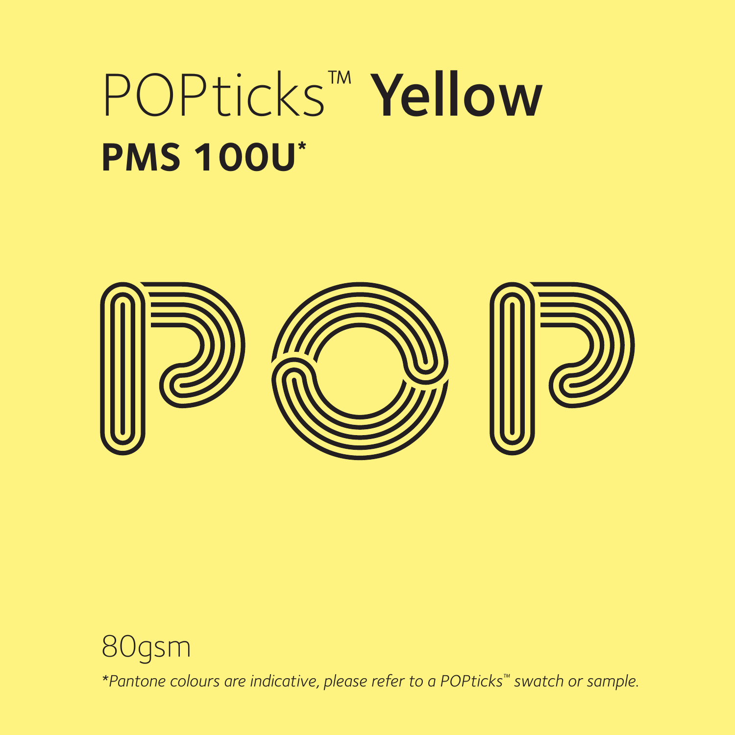# POPticks™ **Yellow**

## PMS 100U*

80gsm

*\*Pantone colours are indicative, please refer to a POPticks™ swatch or sample.*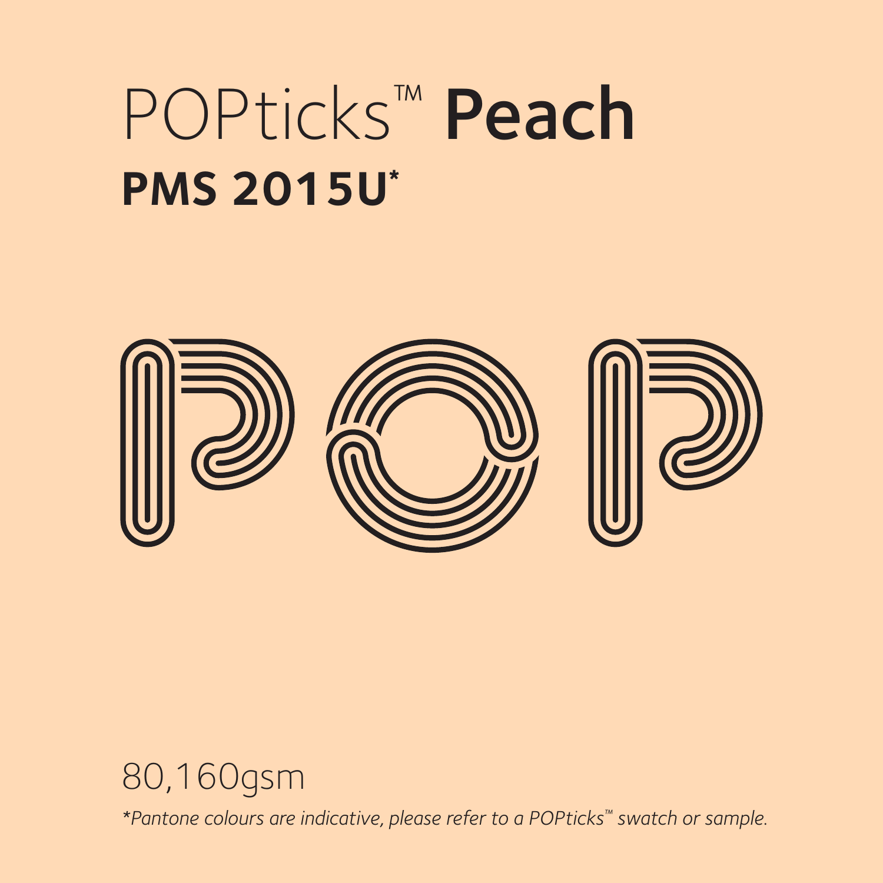# POPticks™ **Peach**

## PMS 2015U*

80,160gsm

*\*Pantone colours are indicative, please refer to a POPticks™ swatch or sample.*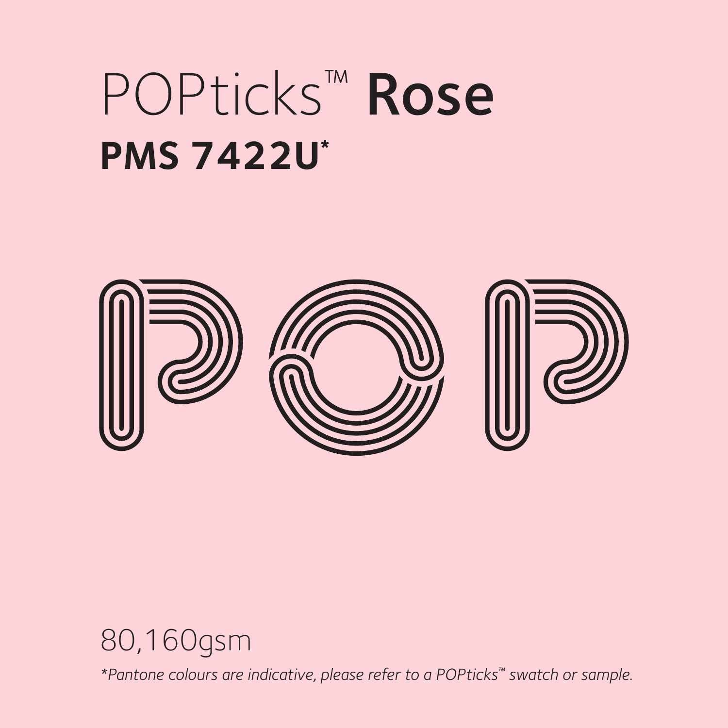# POPticks™ **Rose**

**PMS 7422U***

80,160gsm

*\*Pantone colours are indicative, please refer to a POPticks™ swatch or sample.*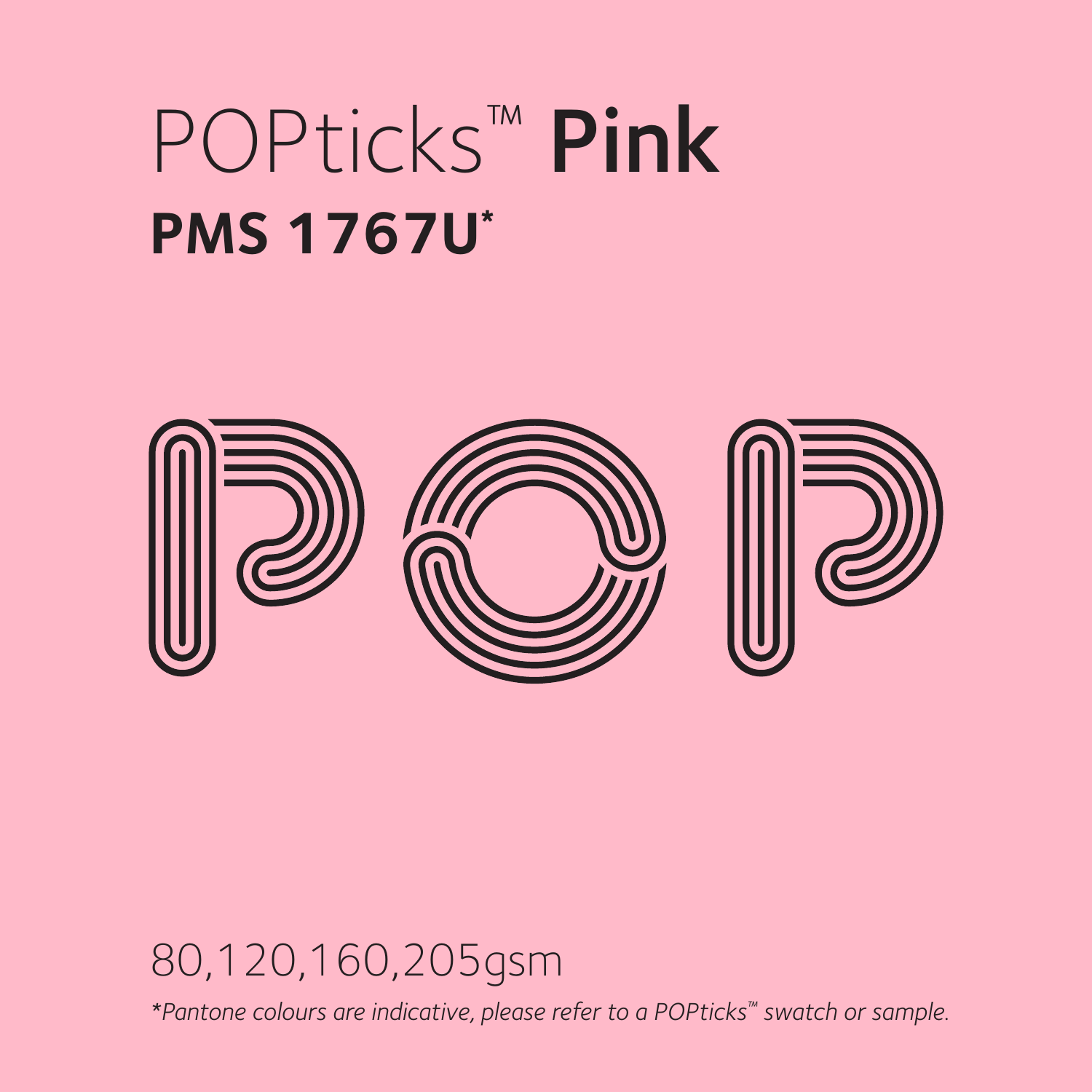# POPticks™ **Pink**

## PMS 1767U*

80,120,160,205gsm

*\*Pantone colours are indicative, please refer to a POPticks™ swatch or sample.*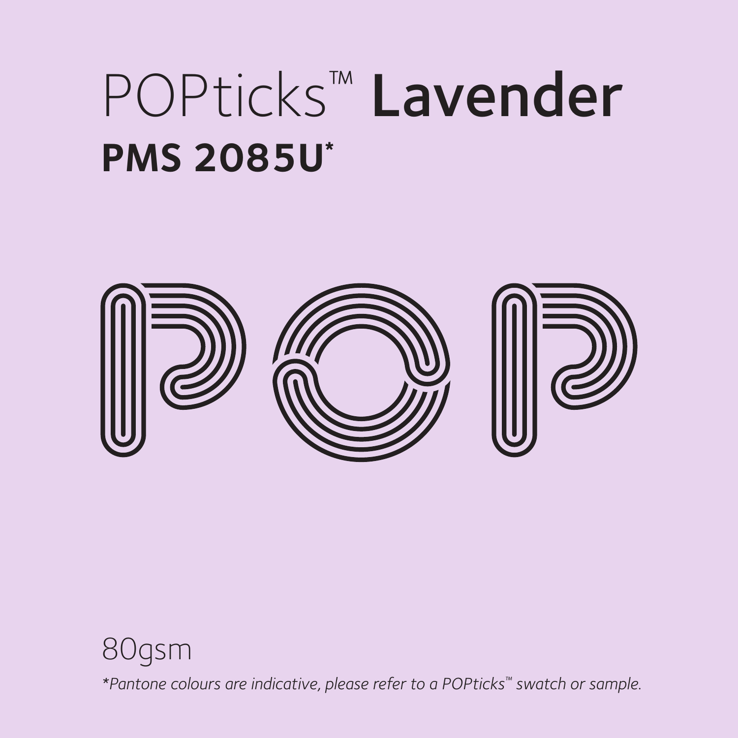# POPticks™ **Lavender**

## PMS 2085U*

POP

80gsm

*\*Pantone colours are indicative, please refer to a POPticks™ swatch or sample.*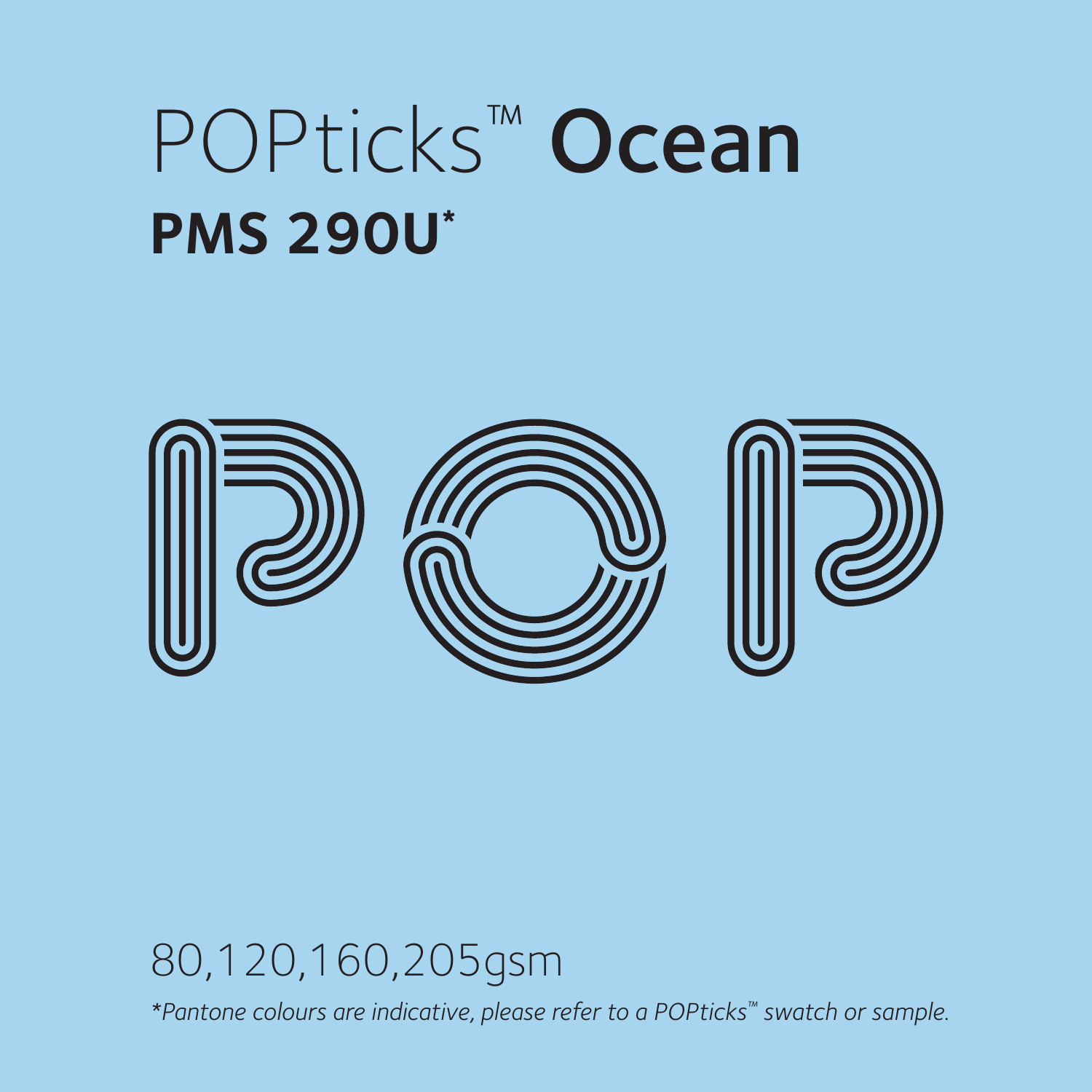# POPticks™ **Ocean**

## PMS 290U*

80,120,160,205gsm

*\*Pantone colours are indicative, please refer to a POPticks™ swatch or sample.*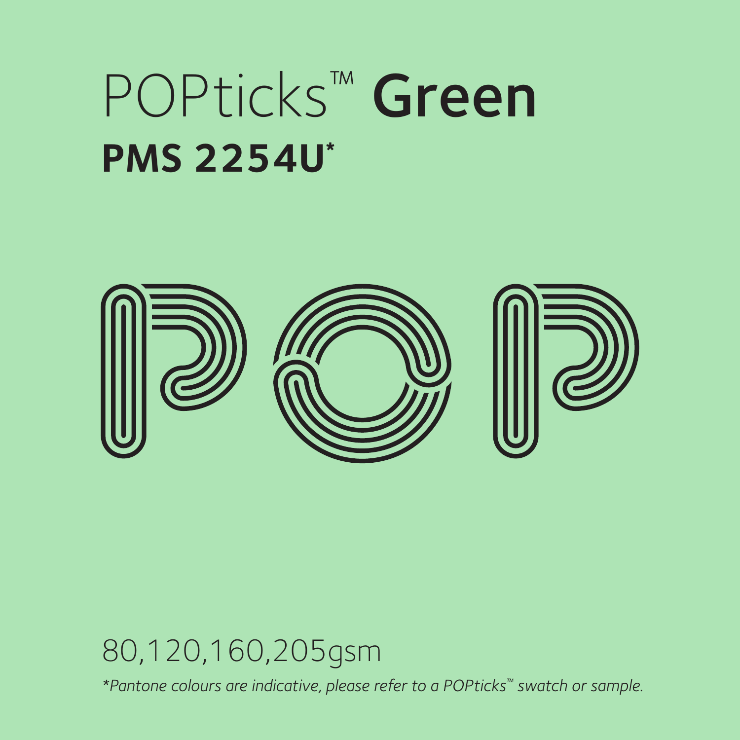# POPticks™ **Green**

## PMS 2254U*

80,120,160,205gsm

*\*Pantone colours are indicative, please refer to a POPticks™ swatch or sample.*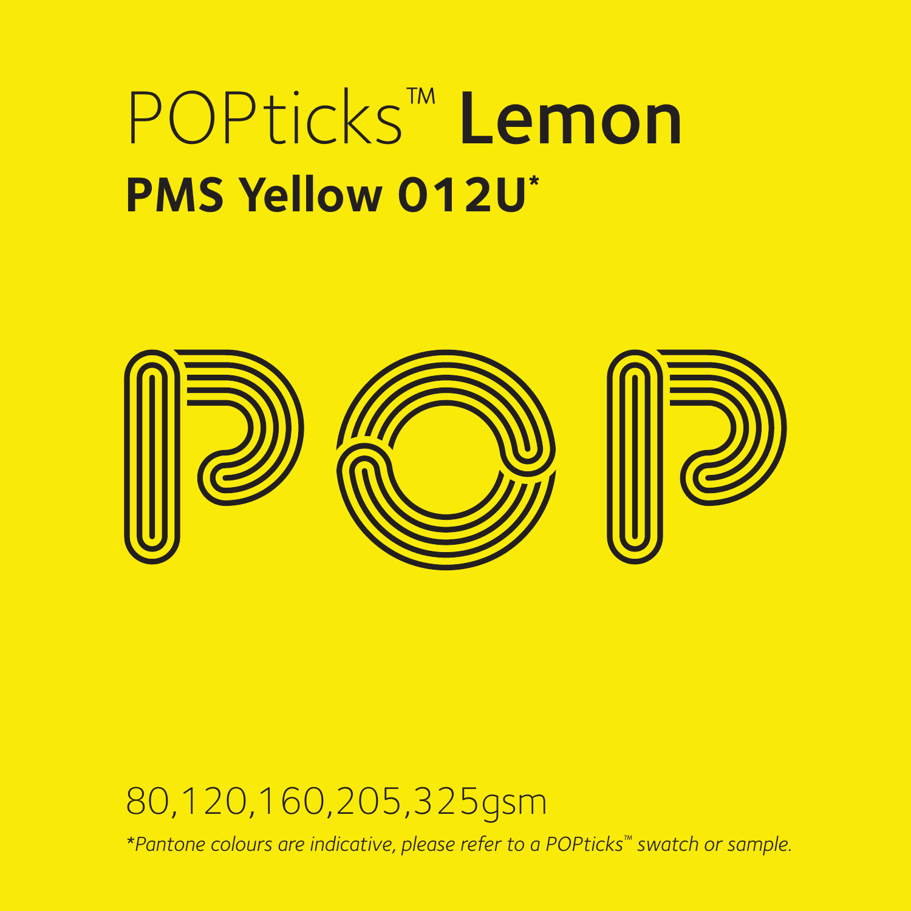# POPticks™ **Lemon**

## PMS Yellow 012U*

80,120,160,205,325gsm

*\*Pantone colours are indicative, please refer to a POPticks™ swatch or sample.*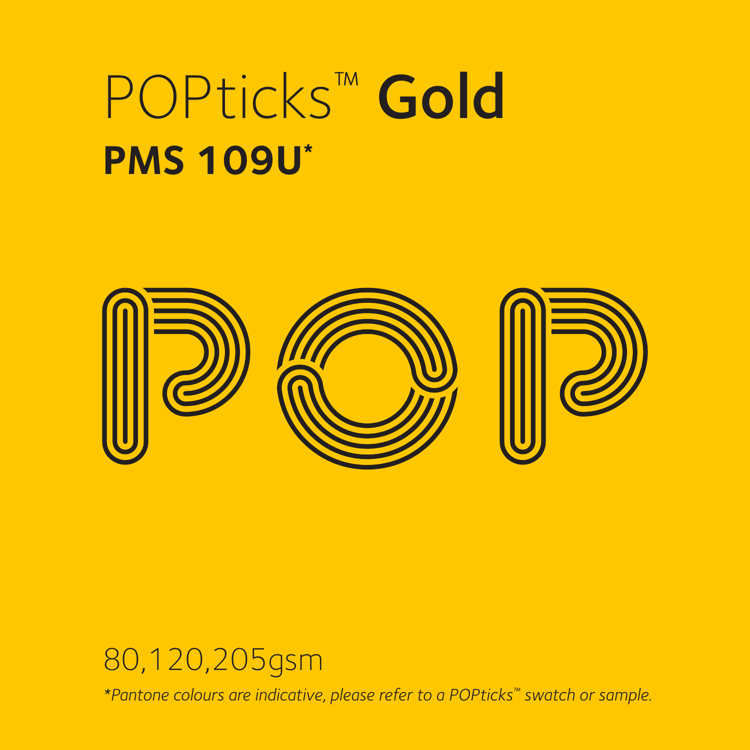# POPticks™ **Gold**

**PMS 109U***

80,120,205gsm

*\*Pantone colours are indicative, please refer to a POPticks™ swatch or sample.*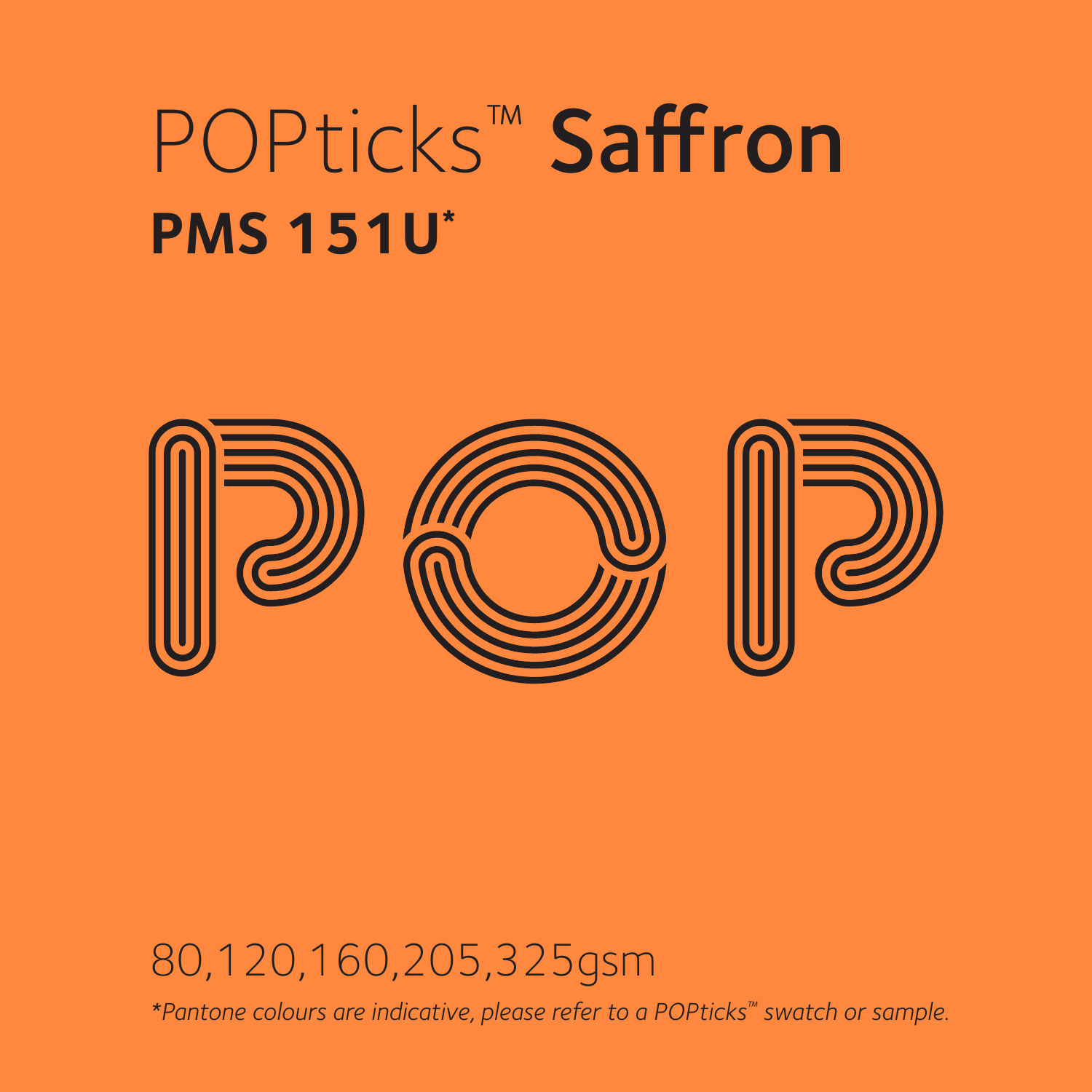# POPticks™ **Saffron**

**PMS 151U***

80,120,160,205,325gsm

*\*Pantone colours are indicative, please refer to a POPticks™ swatch or sample.*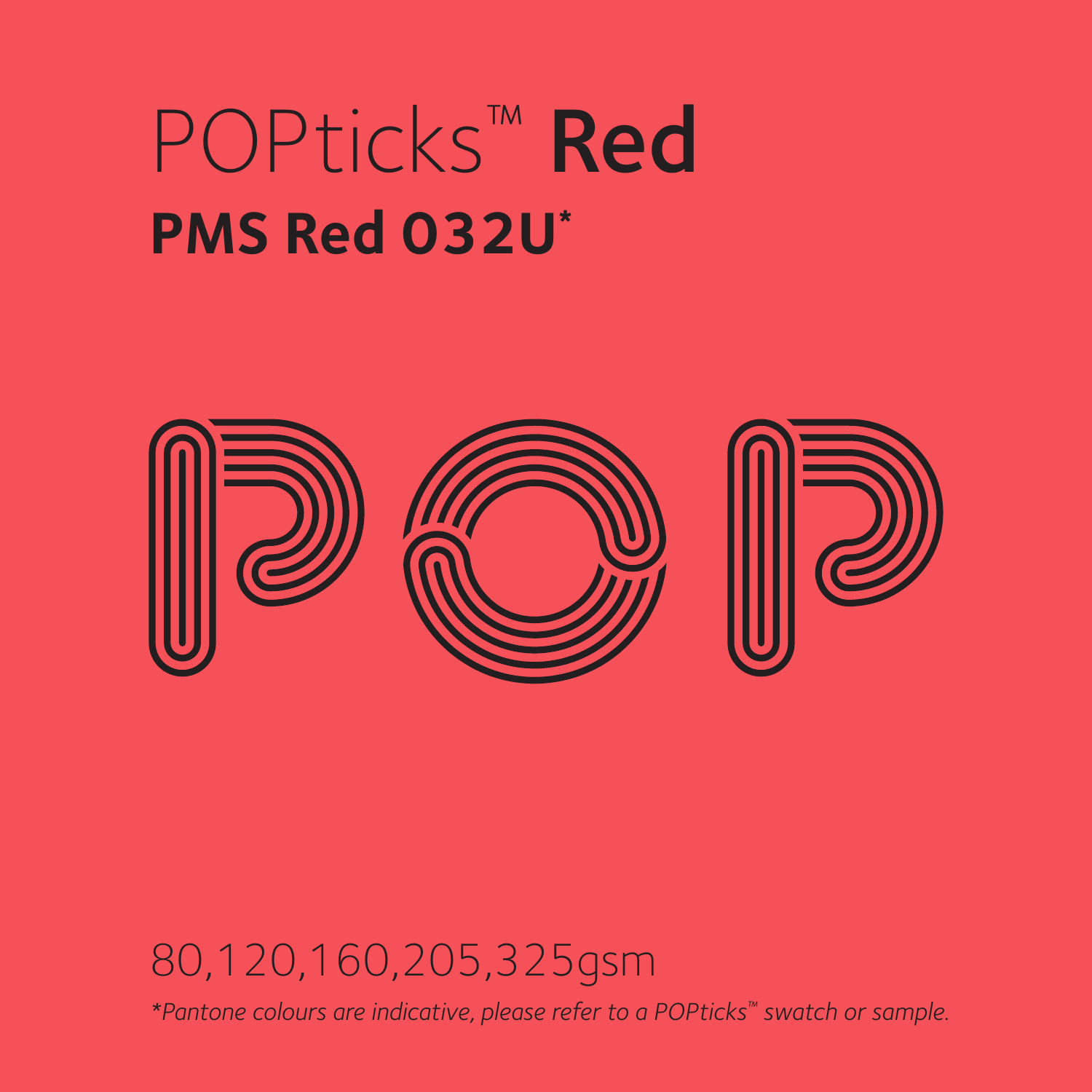# POPticks™ **Red**

## PMS Red 032U*

POP

80,120,160,205,325gsm

*\*Pantone colours are indicative, please refer to a POPticks™ swatch or sample.*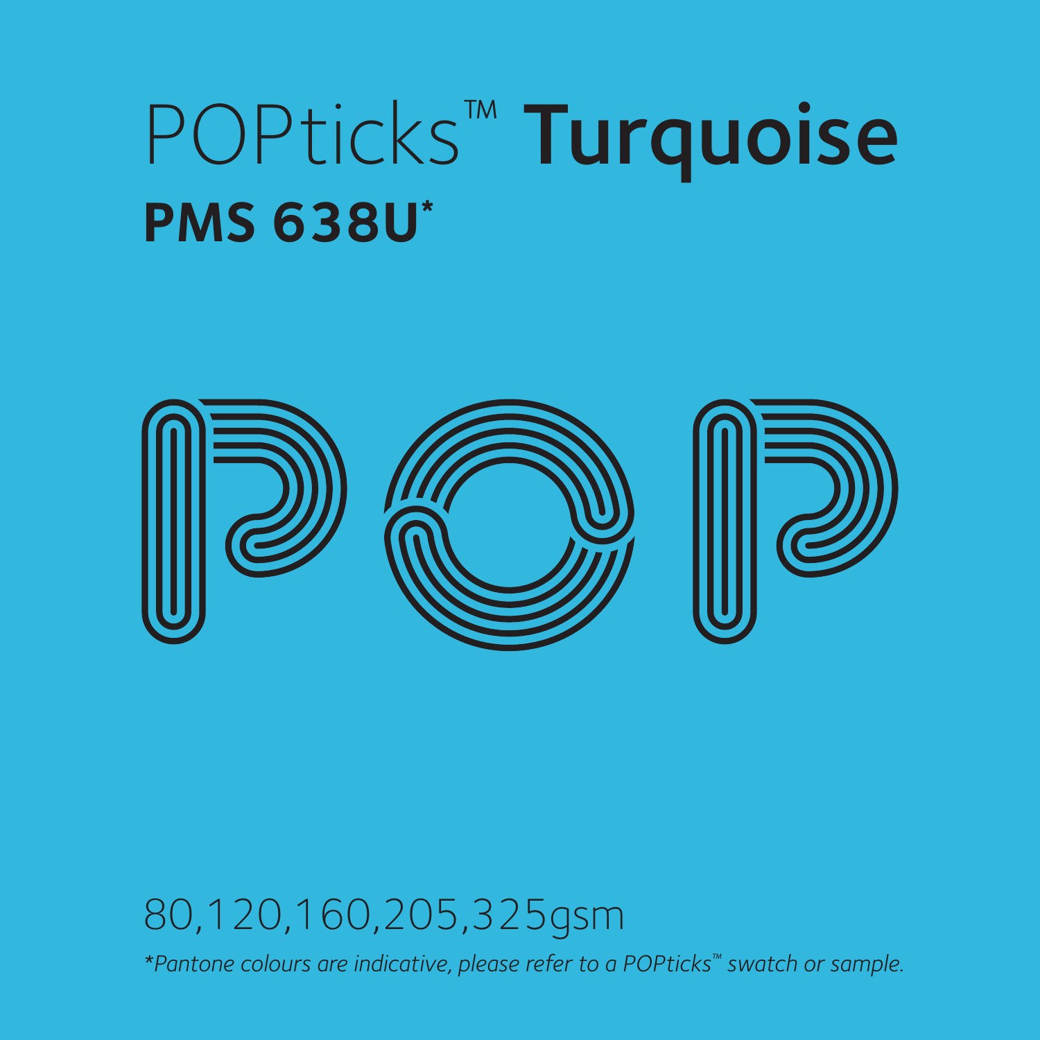# POPticks™ **Turquoise**

**PMS 638U***

80,120,160,205,325gsm

*\*Pantone colours are indicative, please refer to a POPticks™ swatch or sample.*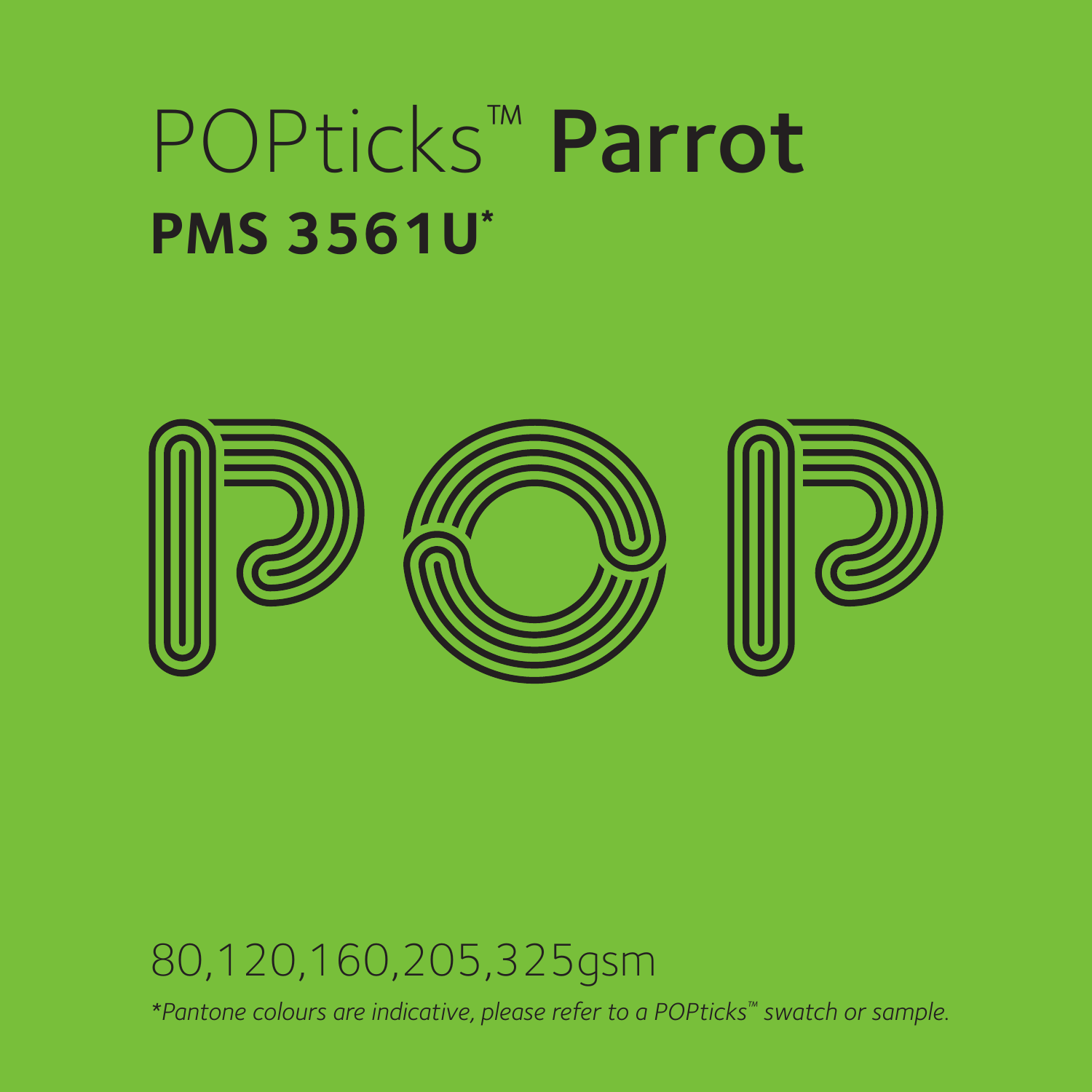# POPticks™ **Parrot**

## PMS 3561U*

80,120,160,205,325gsm

*\*Pantone colours are indicative, please refer to a POPticks™ swatch or sample.*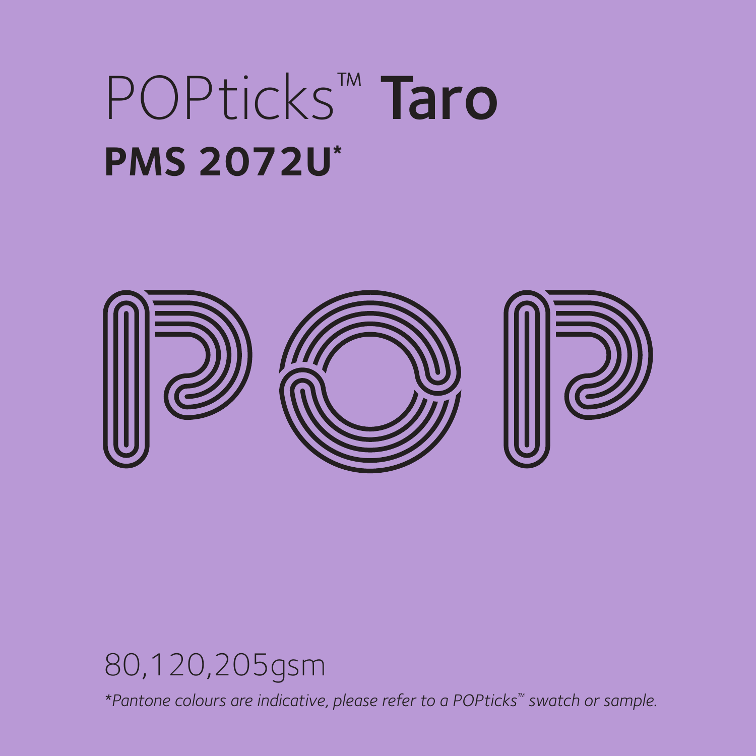# POPticks™ **Taro**

## **PMS 2072U***

POP

80,120,205gsm

*\*Pantone colours are indicative, please refer to a POPticks™ swatch or sample.*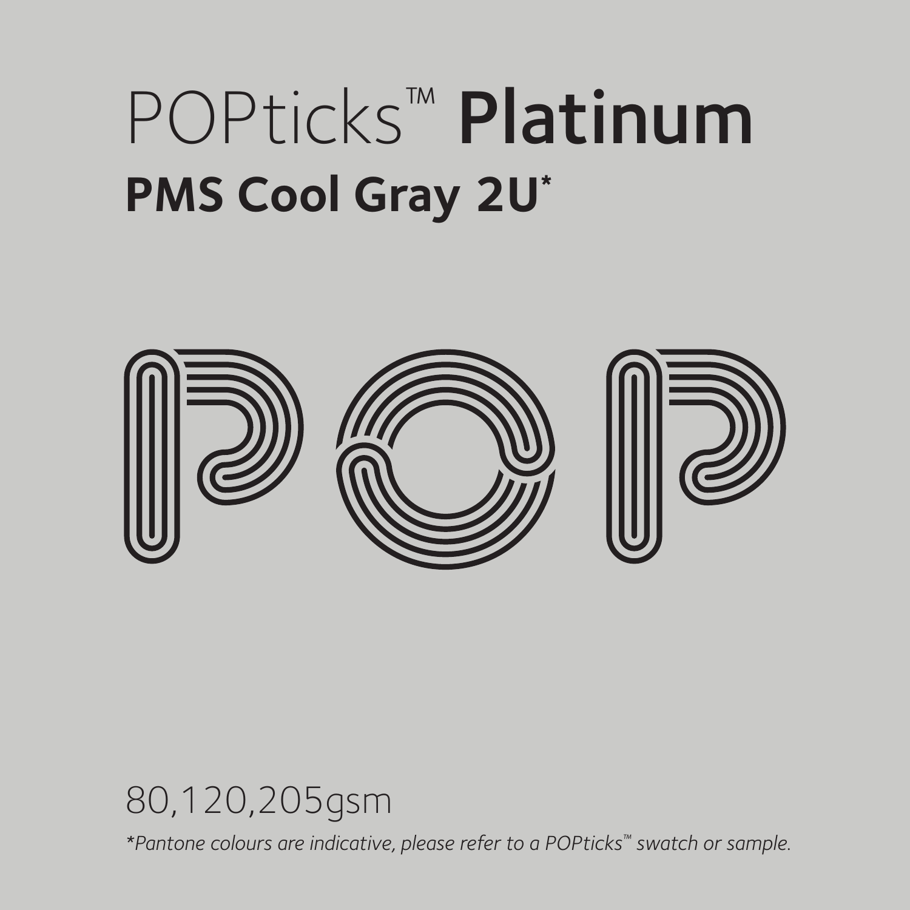# POPticks™ **Platinum**

## PMS Cool Gray 2U*

POP

80,120,205gsm

*\*Pantone colours are indicative, please refer to a POPticks™ swatch or sample.*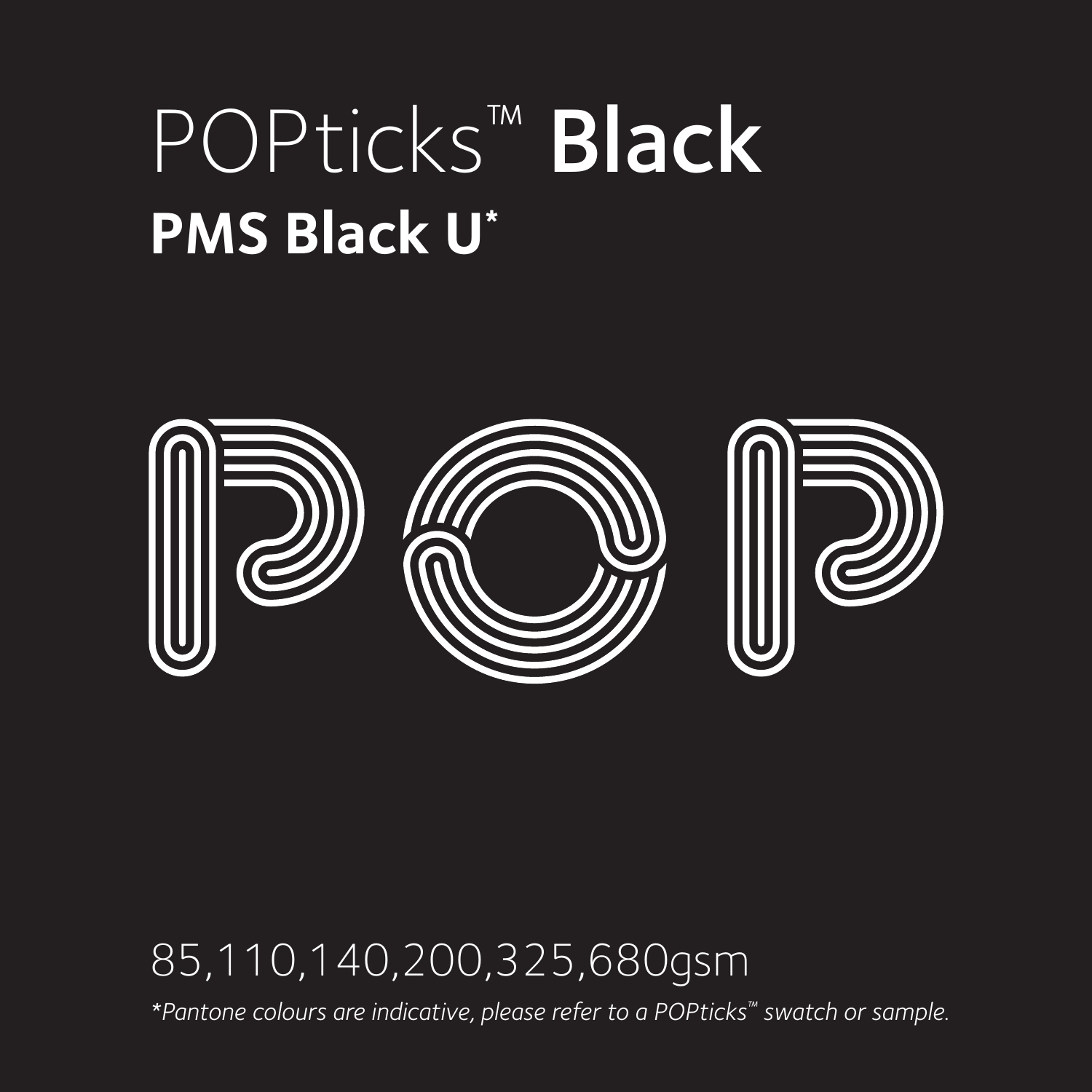# POPticks™ **Black**

## PMS Black U*

POP

85,110,140,200,325,680gsm

*\*Pantone colours are indicative, please refer to a POPticks™ swatch or sample.*